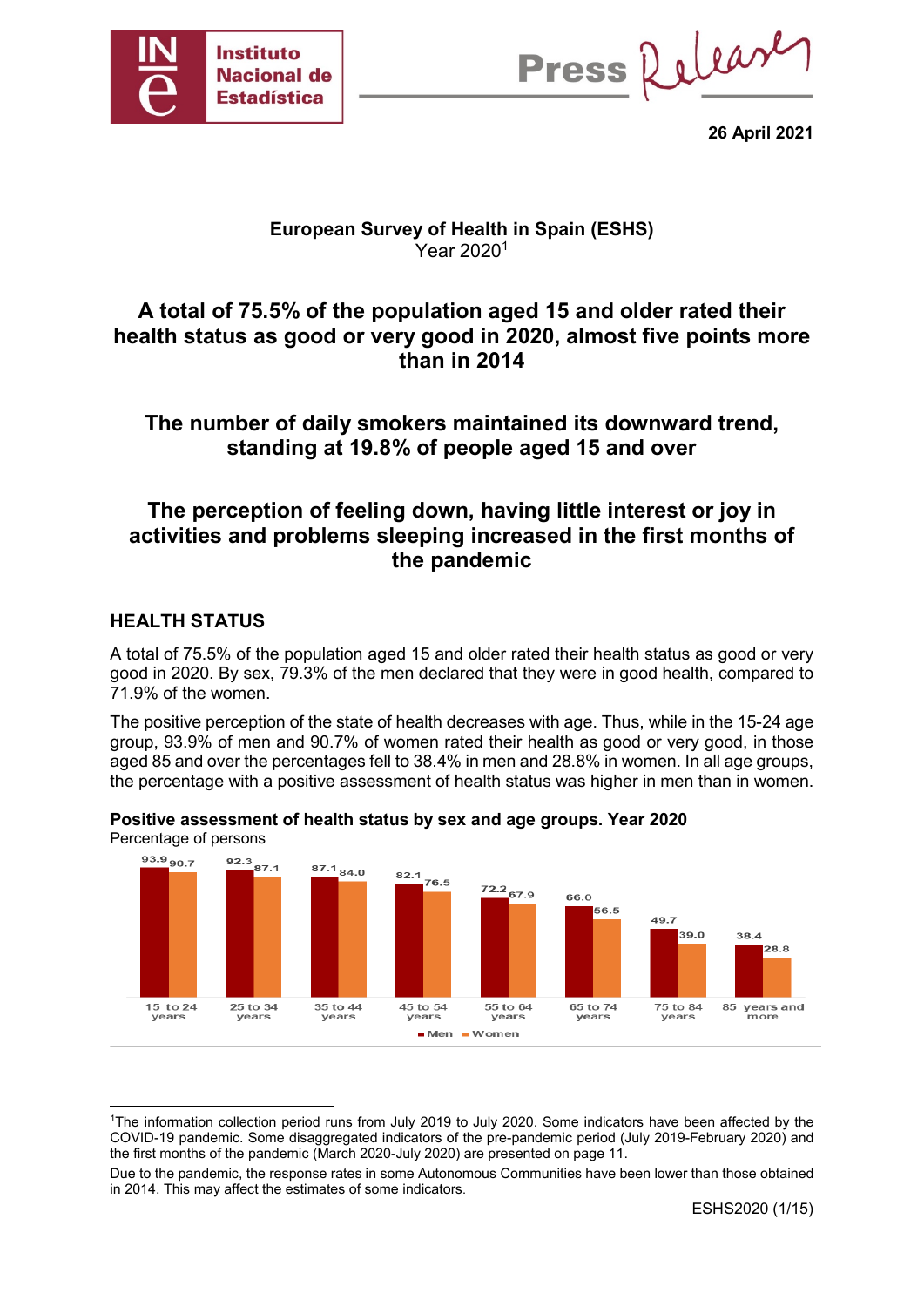26 April 2021

**European Survey of Health in Spain (ESHS)**
Year 2020[1]

# A total of 75.5% of the population aged 15 and older rated their health status as good or very good in 2020, almost five points more than in 2014

# The number of daily smokers maintained its downward trend, standing at 19.8% of people aged 15 and over

# The perception of feeling down, having little interest or joy in activities and problems sleeping increased in the first months of the pandemic

## HEALTH STATUS

A total of 75.5% of the population aged 15 and older rated their health status as good or very good in 2020. By sex, 79.3% of the men declared that they were in good health, compared to 71.9% of the women.

The positive perception of the state of health decreases with age. Thus, while in the 15-24 age group, 93.9% of men and 90.7% of women rated their health as good or very good, in those aged 85 and over the percentages fell to 38.4% in men and 28.8% in women. In all age groups, the percentage with a positive assessment of health status was higher in men than in women.

**Positive assessment of health status by sex and age groups. Year 2020**
Percentage of persons

| Age group | Men | Women |
|---|---|---|
| 15 to 24 years | 93.9 | 90.7 |
| 25 to 34 years | 92.3 | 87.1 |
| 35 to 44 years | 87.1 | 84.0 |
| 45 to 54 years | 82.1 | 76.5 |
| 55 to 64 years | 72.2 | 67.9 |
| 65 to 74 years | 66.0 | 56.5 |
| 75 to 84 years | 49.7 | 39.0 |
| 85 years and more | 38.4 | 28.8 |

[1] The information collection period runs from July 2019 to July 2020. Some indicators have been affected by the COVID-19 pandemic. Some disaggregated indicators of the pre-pandemic period (July 2019-February 2020) and the first months of the pandemic (March 2020-July 2020) are presented on page 11.

Due to the pandemic, the response rates in some Autonomous Communities have been lower than those obtained in 2014. This may affect the estimates of some indicators.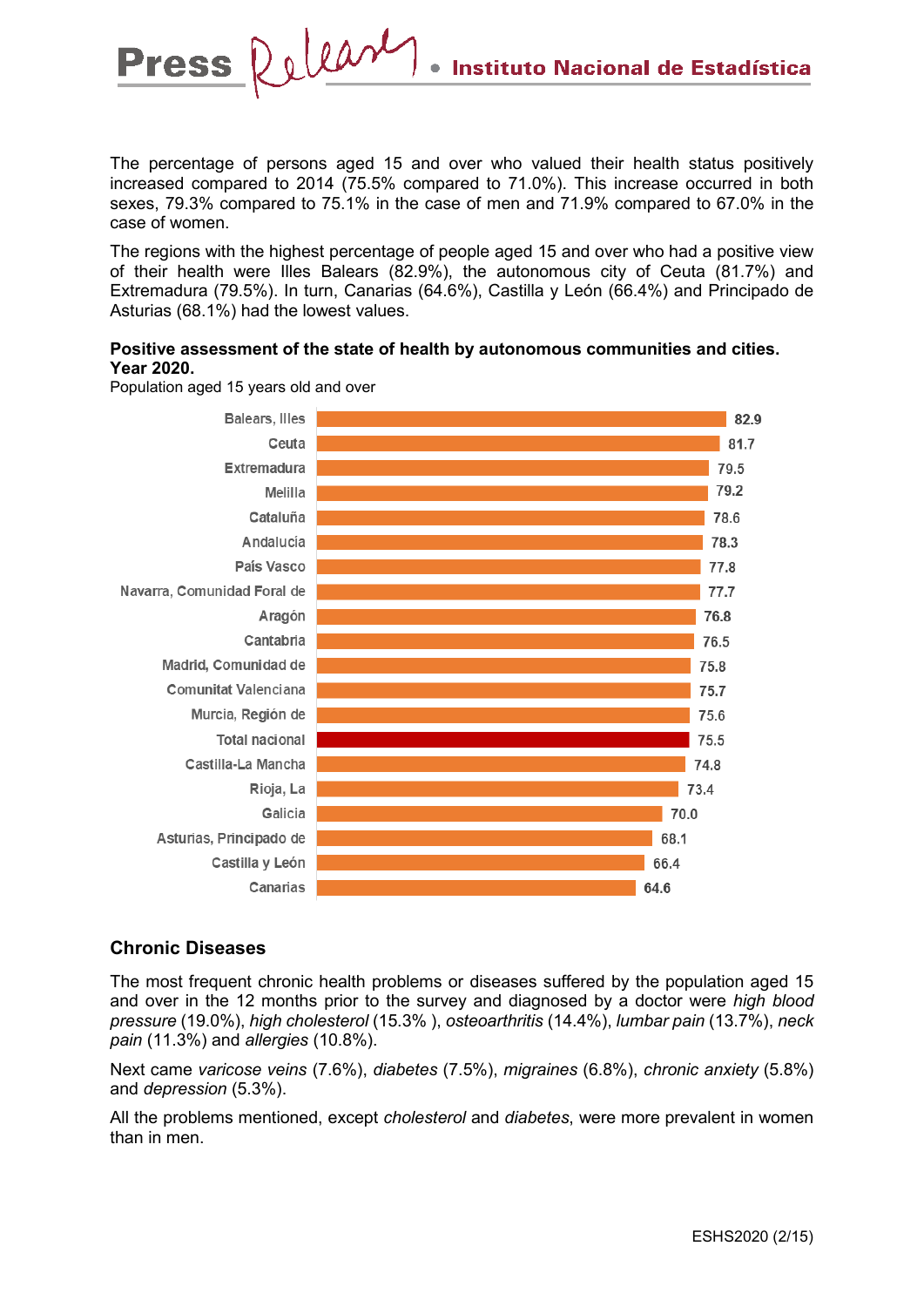The percentage of persons aged 15 and over who valued their health status positively increased compared to 2014 (75.5% compared to 71.0%). This increase occurred in both sexes, 79.3% compared to 75.1% in the case of men and 71.9% compared to 67.0% in the case of women.

The regions with the highest percentage of people aged 15 and over who had a positive view of their health were Illes Balears (82.9%), the autonomous city of Ceuta (81.7%) and Extremadura (79.5%). In turn, Canarias (64.6%), Castilla y León (66.4%) and Principado de Asturias (68.1%) had the lowest values.

**Positive assessment of the state of health by autonomous communities and cities. Year 2020.**

Population aged 15 years old and over

| Autonomous community / city | % |
|---|---|
| Balears, Illes | 82.9 |
| Ceuta | 81.7 |
| Extremadura | 79.5 |
| Melilla | 79.2 |
| Cataluña | 78.6 |
| Andalucía | 78.3 |
| País Vasco | 77.8 |
| Navarra, Comunidad Foral de | 77.7 |
| Aragón | 76.8 |
| Cantabria | 76.5 |
| Madrid, Comunidad de | 75.8 |
| Comunitat Valenciana | 75.7 |
| Murcia, Región de | 75.6 |
| Total nacional | 75.5 |
| Castilla-La Mancha | 74.8 |
| Rioja, La | 73.4 |
| Galicia | 70.0 |
| Asturias, Principado de | 68.1 |
| Castilla y León | 66.4 |
| Canarias | 64.6 |

## Chronic Diseases

The most frequent chronic health problems or diseases suffered by the population aged 15 and over in the 12 months prior to the survey and diagnosed by a doctor were *high blood pressure* (19.0%), *high cholesterol* (15.3% ), *osteoarthritis* (14.4%), *lumbar pain* (13.7%), *neck pain* (11.3%) and *allergies* (10.8%).

Next came *varicose veins* (7.6%), *diabetes* (7.5%), *migraines* (6.8%), *chronic anxiety* (5.8%) and *depression* (5.3%).

All the problems mentioned, except *cholesterol* and *diabetes*, were more prevalent in women than in men.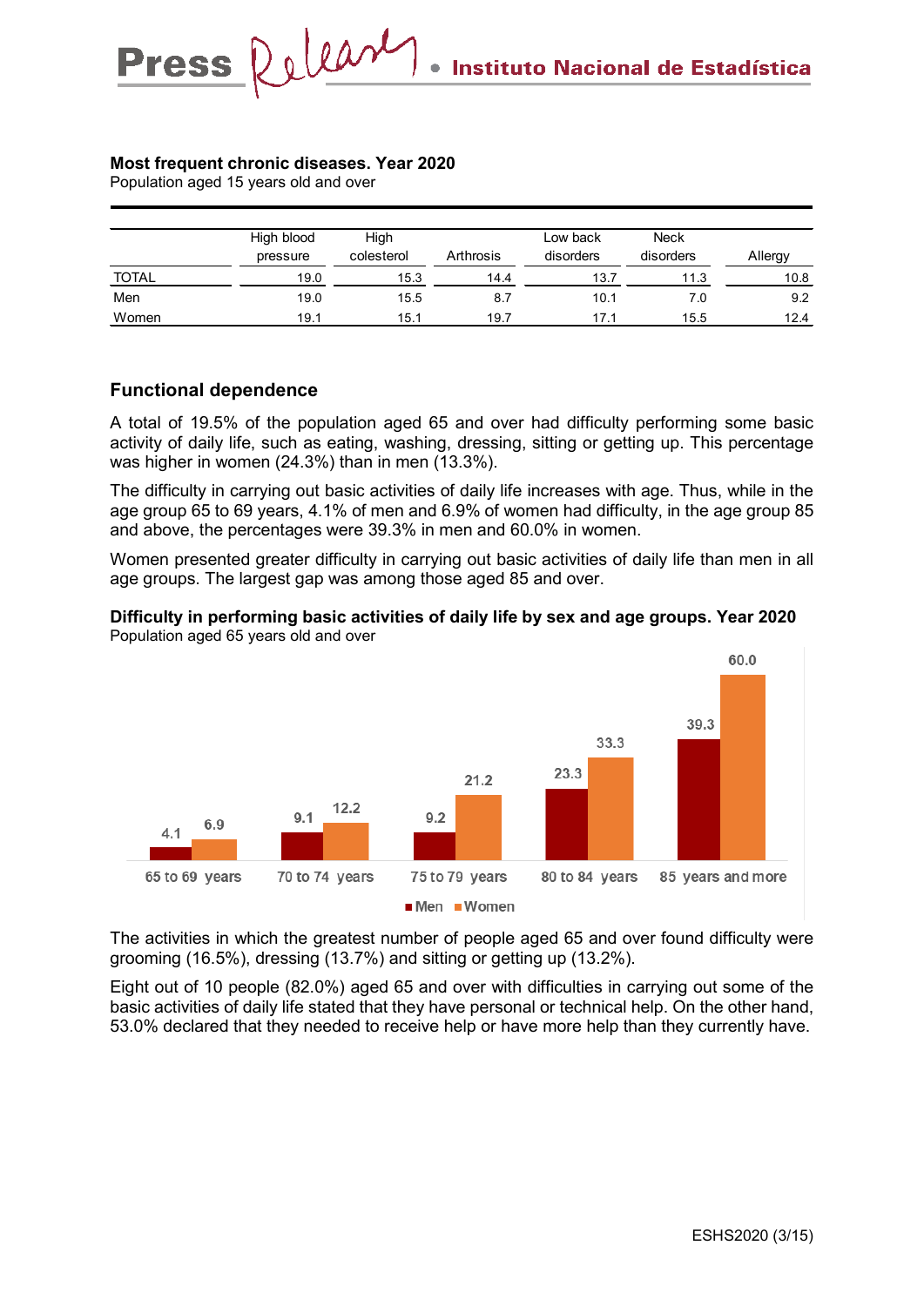**Most frequent chronic diseases. Year 2020**
Population aged 15 years old and over

| | High blood pressure | High colesterol | Arthrosis | Low back disorders | Neck disorders | Allergy |
|---|---|---|---|---|---|---|
| TOTAL | 19.0 | 15.3 | 14.4 | 13.7 | 11.3 | 10.8 |
| Men | 19.0 | 15.5 | 8.7 | 10.1 | 7.0 | 9.2 |
| Women | 19.1 | 15.1 | 19.7 | 17.1 | 15.5 | 12.4 |

## Functional dependence

A total of 19.5% of the population aged 65 and over had difficulty performing some basic activity of daily life, such as eating, washing, dressing, sitting or getting up. This percentage was higher in women (24.3%) than in men (13.3%).

The difficulty in carrying out basic activities of daily life increases with age. Thus, while in the age group 65 to 69 years, 4.1% of men and 6.9% of women had difficulty, in the age group 85 and above, the percentages were 39.3% in men and 60.0% in women.

Women presented greater difficulty in carrying out basic activities of daily life than men in all age groups. The largest gap was among those aged 85 and over.

**Difficulty in performing basic activities of daily life by sex and age groups. Year 2020**
Population aged 65 years old and over

| | Men | Women |
|---|---|---|
| 65 to 69 years | 4.1 | 6.9 |
| 70 to 74 years | 9.1 | 12.2 |
| 75 to 79 years | 9.2 | 21.2 |
| 80 to 84 years | 23.3 | 33.3 |
| 85 years and more | 39.3 | 60.0 |

The activities in which the greatest number of people aged 65 and over found difficulty were grooming (16.5%), dressing (13.7%) and sitting or getting up (13.2%).

Eight out of 10 people (82.0%) aged 65 and over with difficulties in carrying out some of the basic activities of daily life stated that they have personal or technical help. On the other hand, 53.0% declared that they needed to receive help or have more help than they currently have.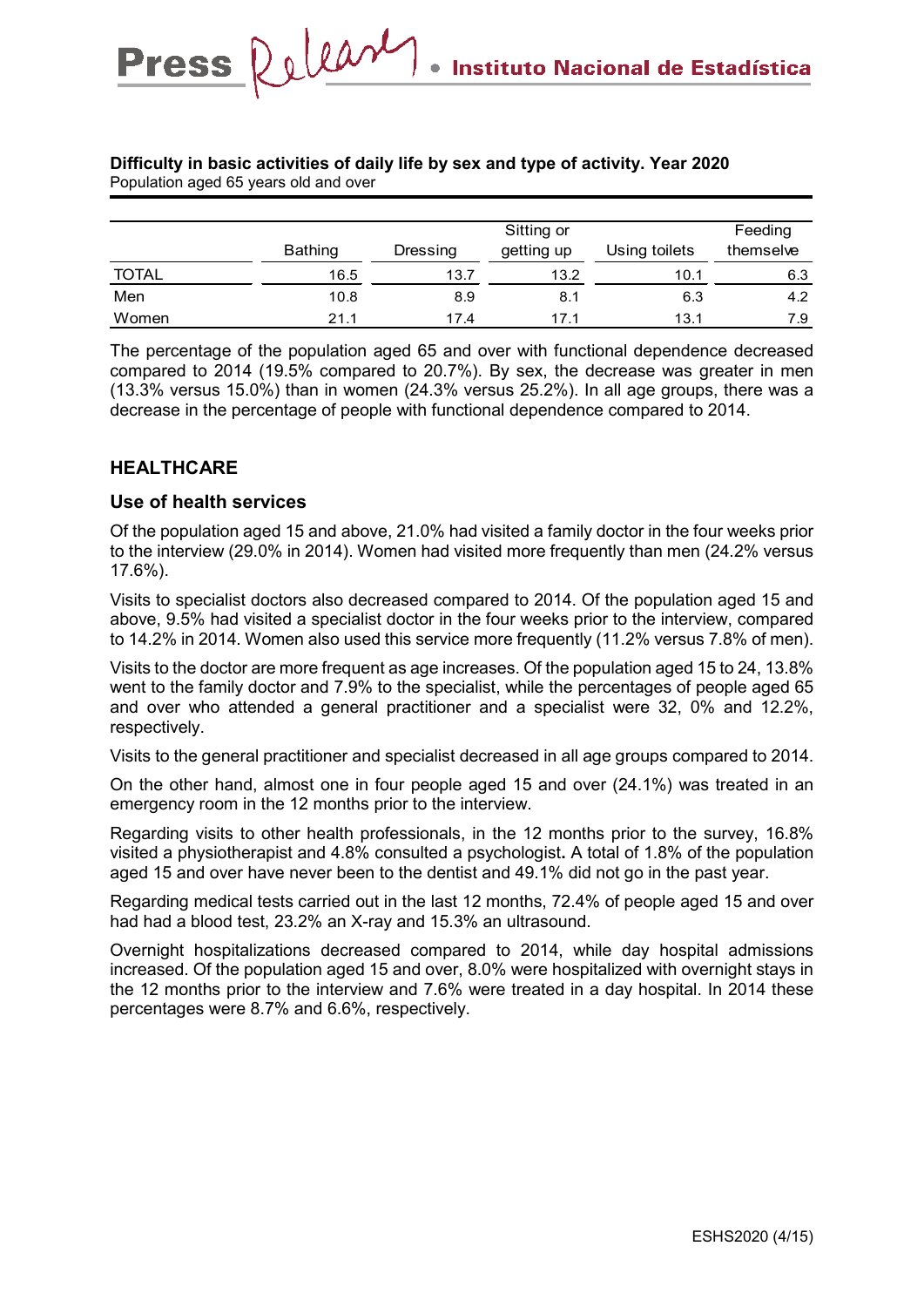**Difficulty in basic activities of daily life by sex and type of activity. Year 2020**
Population aged 65 years old and over

| | Bathing | Dressing | Sitting or getting up | Using toilets | Feeding themselve |
|---|---|---|---|---|---|
| TOTAL | 16.5 | 13.7 | 13.2 | 10.1 | 6.3 |
| Men | 10.8 | 8.9 | 8.1 | 6.3 | 4.2 |
| Women | 21.1 | 17.4 | 17.1 | 13.1 | 7.9 |

The percentage of the population aged 65 and over with functional dependence decreased compared to 2014 (19.5% compared to 20.7%). By sex, the decrease was greater in men (13.3% versus 15.0%) than in women (24.3% versus 25.2%). In all age groups, there was a decrease in the percentage of people with functional dependence compared to 2014.

## HEALTHCARE

### Use of health services

Of the population aged 15 and above, 21.0% had visited a family doctor in the four weeks prior to the interview (29.0% in 2014). Women had visited more frequently than men (24.2% versus 17.6%).

Visits to specialist doctors also decreased compared to 2014. Of the population aged 15 and above, 9.5% had visited a specialist doctor in the four weeks prior to the interview, compared to 14.2% in 2014. Women also used this service more frequently (11.2% versus 7.8% of men).

Visits to the doctor are more frequent as age increases. Of the population aged 15 to 24, 13.8% went to the family doctor and 7.9% to the specialist, while the percentages of people aged 65 and over who attended a general practitioner and a specialist were 32, 0% and 12.2%, respectively.

Visits to the general practitioner and specialist decreased in all age groups compared to 2014.

On the other hand, almost one in four people aged 15 and over (24.1%) was treated in an emergency room in the 12 months prior to the interview.

Regarding visits to other health professionals, in the 12 months prior to the survey, 16.8% visited a physiotherapist and 4.8% consulted a psychologist**.** A total of 1.8% of the population aged 15 and over have never been to the dentist and 49.1% did not go in the past year.

Regarding medical tests carried out in the last 12 months, 72.4% of people aged 15 and over had had a blood test, 23.2% an X-ray and 15.3% an ultrasound.

Overnight hospitalizations decreased compared to 2014, while day hospital admissions increased. Of the population aged 15 and over, 8.0% were hospitalized with overnight stays in the 12 months prior to the interview and 7.6% were treated in a day hospital. In 2014 these percentages were 8.7% and 6.6%, respectively.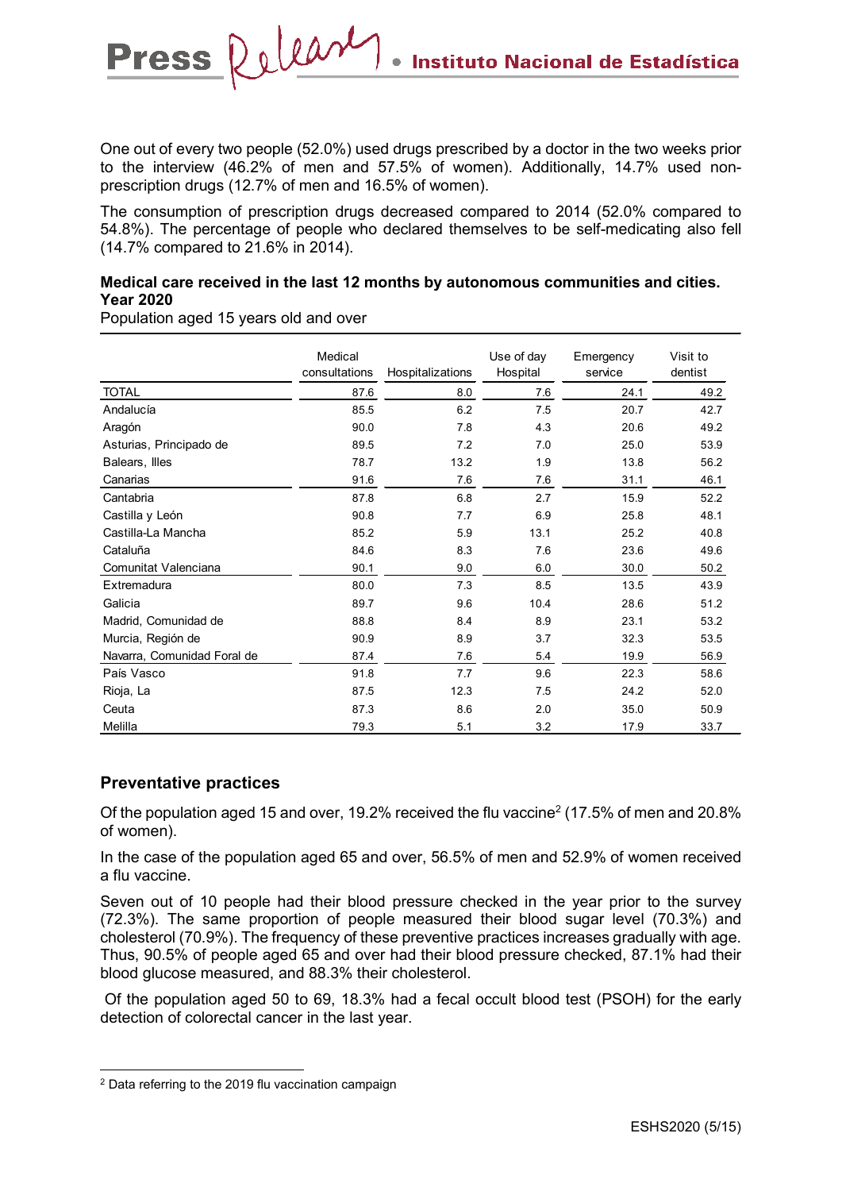One out of every two people (52.0%) used drugs prescribed by a doctor in the two weeks prior to the interview (46.2% of men and 57.5% of women). Additionally, 14.7% used non-prescription drugs (12.7% of men and 16.5% of women).

The consumption of prescription drugs decreased compared to 2014 (52.0% compared to 54.8%). The percentage of people who declared themselves to be self-medicating also fell (14.7% compared to 21.6% in 2014).

**Medical care received in the last 12 months by autonomous communities and cities. Year 2020**

Population aged 15 years old and over

| | Medical consultations | Hospitalizations | Use of day Hospital | Emergency service | Visit to dentist |
|---|---|---|---|---|---|
| TOTAL | 87.6 | 8.0 | 7.6 | 24.1 | 49.2 |
| Andalucía | 85.5 | 6.2 | 7.5 | 20.7 | 42.7 |
| Aragón | 90.0 | 7.8 | 4.3 | 20.6 | 49.2 |
| Asturias, Principado de | 89.5 | 7.2 | 7.0 | 25.0 | 53.9 |
| Balears, Illes | 78.7 | 13.2 | 1.9 | 13.8 | 56.2 |
| Canarias | 91.6 | 7.6 | 7.6 | 31.1 | 46.1 |
| Cantabria | 87.8 | 6.8 | 2.7 | 15.9 | 52.2 |
| Castilla y León | 90.8 | 7.7 | 6.9 | 25.8 | 48.1 |
| Castilla-La Mancha | 85.2 | 5.9 | 13.1 | 25.2 | 40.8 |
| Cataluña | 84.6 | 8.3 | 7.6 | 23.6 | 49.6 |
| Comunitat Valenciana | 90.1 | 9.0 | 6.0 | 30.0 | 50.2 |
| Extremadura | 80.0 | 7.3 | 8.5 | 13.5 | 43.9 |
| Galicia | 89.7 | 9.6 | 10.4 | 28.6 | 51.2 |
| Madrid, Comunidad de | 88.8 | 8.4 | 8.9 | 23.1 | 53.2 |
| Murcia, Región de | 90.9 | 8.9 | 3.7 | 32.3 | 53.5 |
| Navarra, Comunidad Foral de | 87.4 | 7.6 | 5.4 | 19.9 | 56.9 |
| País Vasco | 91.8 | 7.7 | 9.6 | 22.3 | 58.6 |
| Rioja, La | 87.5 | 12.3 | 7.5 | 24.2 | 52.0 |
| Ceuta | 87.3 | 8.6 | 2.0 | 35.0 | 50.9 |
| Melilla | 79.3 | 5.1 | 3.2 | 17.9 | 33.7 |

## Preventative practices

Of the population aged 15 and over, 19.2% received the flu vaccine[2] (17.5% of men and 20.8% of women).

In the case of the population aged 65 and over, 56.5% of men and 52.9% of women received a flu vaccine.

Seven out of 10 people had their blood pressure checked in the year prior to the survey (72.3%). The same proportion of people measured their blood sugar level (70.3%) and cholesterol (70.9%). The frequency of these preventive practices increases gradually with age. Thus, 90.5% of people aged 65 and over had their blood pressure checked, 87.1% had their blood glucose measured, and 88.3% their cholesterol.

Of the population aged 50 to 69, 18.3% had a fecal occult blood test (PSOH) for the early detection of colorectal cancer in the last year.

[2] Data referring to the 2019 flu vaccination campaign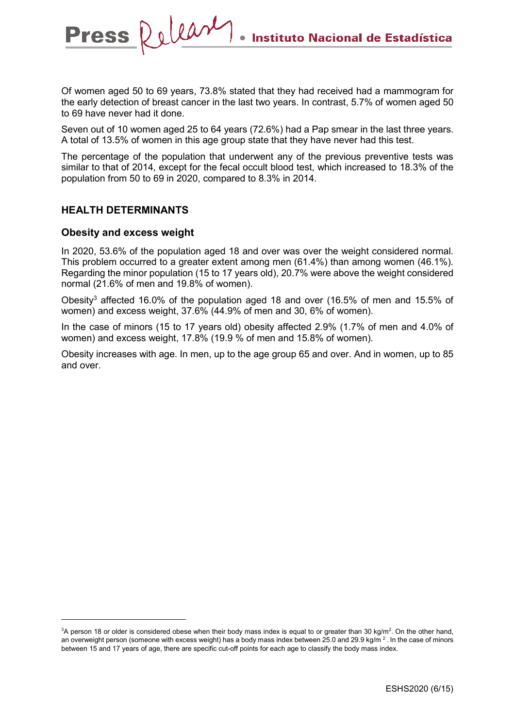Of women aged 50 to 69 years, 73.8% stated that they had received had a mammogram for the early detection of breast cancer in the last two years. In contrast, 5.7% of women aged 50 to 69 have never had it done.

Seven out of 10 women aged 25 to 64 years (72.6%) had a Pap smear in the last three years. A total of 13.5% of women in this age group state that they have never had this test.

The percentage of the population that underwent any of the previous preventive tests was similar to that of 2014, except for the fecal occult blood test, which increased to 18.3% of the population from 50 to 69 in 2020, compared to 8.3% in 2014.

## HEALTH DETERMINANTS

### Obesity and excess weight

In 2020, 53.6% of the population aged 18 and over was over the weight considered normal. This problem occurred to a greater extent among men (61.4%) than among women (46.1%). Regarding the minor population (15 to 17 years old), 20.7% were above the weight considered normal (21.6% of men and 19.8% of women).

Obesity[3] affected 16.0% of the population aged 18 and over (16.5% of men and 15.5% of women) and excess weight, 37.6% (44.9% of men and 30, 6% of women).

In the case of minors (15 to 17 years old) obesity affected 2.9% (1.7% of men and 4.0% of women) and excess weight, 17.8% (19.9 % of men and 15.8% of women).

Obesity increases with age. In men, up to the age group 65 and over. And in women, up to 85 and over.

---

[3]A person 18 or older is considered obese when their body mass index is equal to or greater than 30 kg/m$^2$. On the other hand, an overweight person (someone with excess weight) has a body mass index between 25.0 and 29.9 kg/m $^2$ . In the case of minors between 15 and 17 years of age, there are specific cut-off points for each age to classify the body mass index.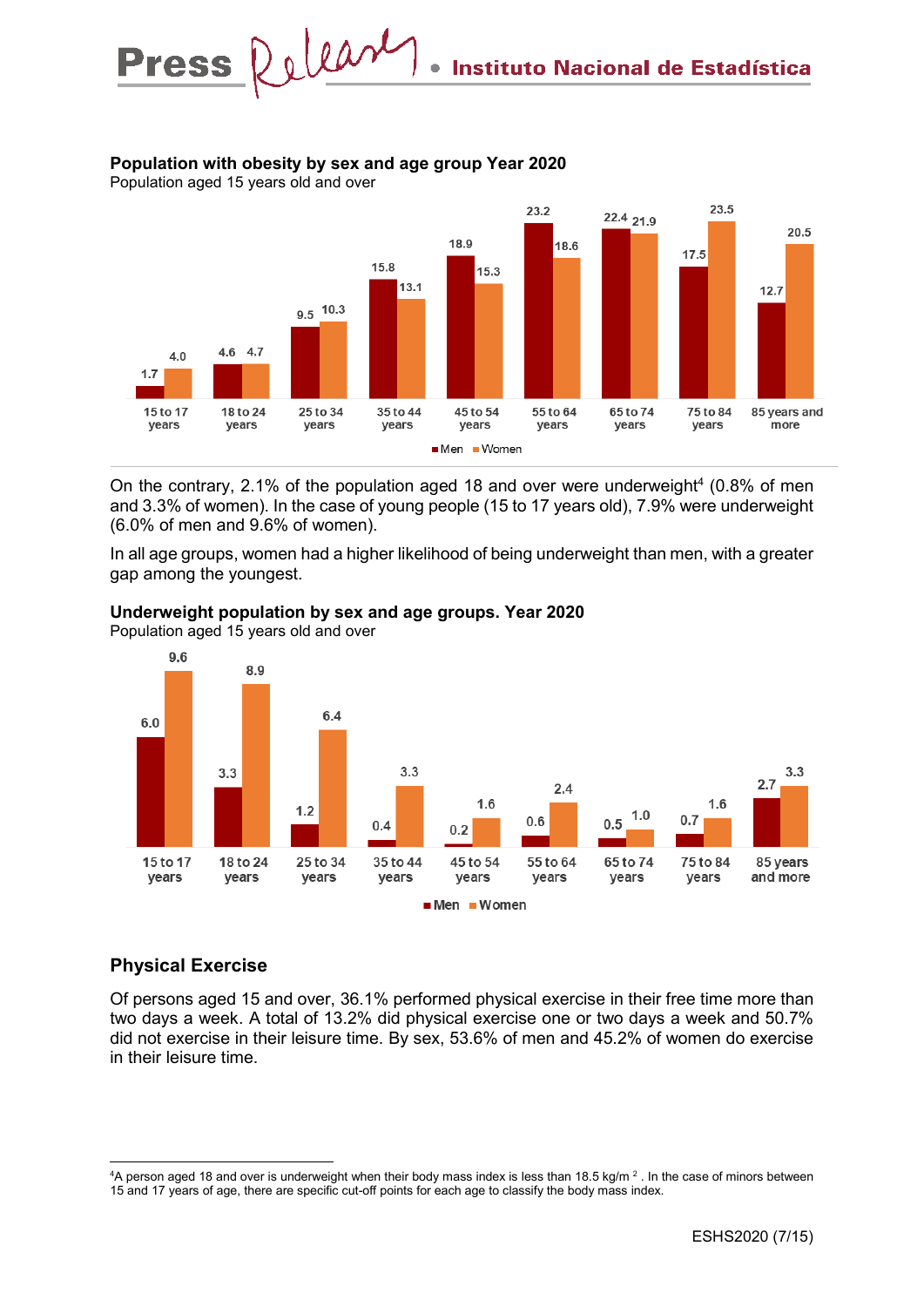**Population with obesity by sex and age group Year 2020**

Population aged 15 years old and over

| | Men | Women |
|---|---|---|
| 15 to 17 years | 1.7 | 4.0 |
| 18 to 24 years | 4.6 | 4.7 |
| 25 to 34 years | 9.5 | 10.3 |
| 35 to 44 years | 15.8 | 13.1 |
| 45 to 54 years | 18.9 | 15.3 |
| 55 to 64 years | 23.2 | 18.6 |
| 65 to 74 years | 22.4 | 21.9 |
| 75 to 84 years | 17.5 | 23.5 |
| 85 years and more | 12.7 | 20.5 |

On the contrary, 2.1% of the population aged 18 and over were underweight[4] (0.8% of men and 3.3% of women). In the case of young people (15 to 17 years old), 7.9% were underweight (6.0% of men and 9.6% of women).

In all age groups, women had a higher likelihood of being underweight than men, with a greater gap among the youngest.

**Underweight population by sex and age groups. Year 2020**

Population aged 15 years old and over

| | Men | Women |
|---|---|---|
| 15 to 17 years | 6.0 | 9.6 |
| 18 to 24 years | 3.3 | 8.9 |
| 25 to 34 years | 1.2 | 6.4 |
| 35 to 44 years | 0.4 | 3.3 |
| 45 to 54 years | 0.2 | 1.6 |
| 55 to 64 years | 0.6 | 2.4 |
| 65 to 74 years | 0.5 | 1.0 |
| 75 to 84 years | 0.7 | 1.6 |
| 85 years and more | 2.7 | 3.3 |

## Physical Exercise

Of persons aged 15 and over, 36.1% performed physical exercise in their free time more than two days a week. A total of 13.2% did physical exercise one or two days a week and 50.7% did not exercise in their leisure time. By sex, 53.6% of men and 45.2% of women do exercise in their leisure time.

[4]A person aged 18 and over is underweight when their body mass index is less than 18.5 kg/m $^2$ . In the case of minors between 15 and 17 years of age, there are specific cut-off points for each age to classify the body mass index.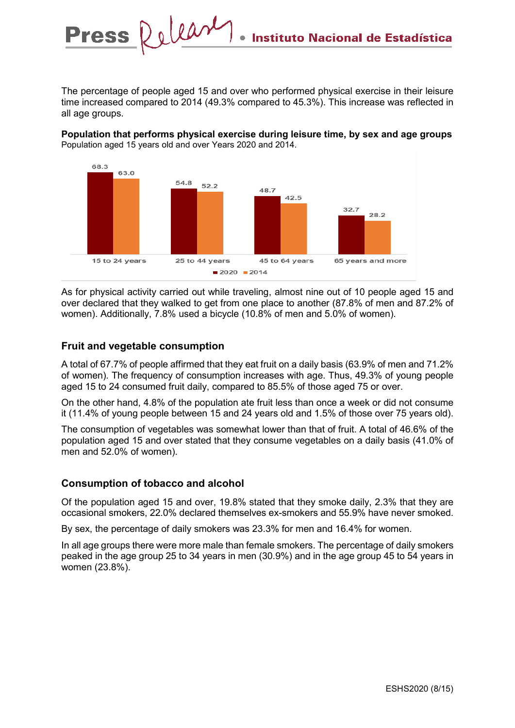The percentage of people aged 15 and over who performed physical exercise in their leisure time increased compared to 2014 (49.3% compared to 45.3%). This increase was reflected in all age groups.

**Population that performs physical exercise during leisure time, by sex and age groups**
Population aged 15 years old and over Years 2020 and 2014.

| | 2020 | 2014 |
|---|---|---|
| 15 to 24 years | 68.3 | 63.0 |
| 25 to 44 years | 54.8 | 52.2 |
| 45 to 64 years | 48.7 | 42.5 |
| 65 years and more | 32.7 | 28.2 |

As for physical activity carried out while traveling, almost nine out of 10 people aged 15 and over declared that they walked to get from one place to another (87.8% of men and 87.2% of women). Additionally, 7.8% used a bicycle (10.8% of men and 5.0% of women).

## Fruit and vegetable consumption

A total of 67.7% of people affirmed that they eat fruit on a daily basis (63.9% of men and 71.2% of women). The frequency of consumption increases with age. Thus, 49.3% of young people aged 15 to 24 consumed fruit daily, compared to 85.5% of those aged 75 or over.

On the other hand, 4.8% of the population ate fruit less than once a week or did not consume it (11.4% of young people between 15 and 24 years old and 1.5% of those over 75 years old).

The consumption of vegetables was somewhat lower than that of fruit. A total of 46.6% of the population aged 15 and over stated that they consume vegetables on a daily basis (41.0% of men and 52.0% of women).

## Consumption of tobacco and alcohol

Of the population aged 15 and over, 19.8% stated that they smoke daily, 2.3% that they are occasional smokers, 22.0% declared themselves ex-smokers and 55.9% have never smoked.

By sex, the percentage of daily smokers was 23.3% for men and 16.4% for women.

In all age groups there were more male than female smokers. The percentage of daily smokers peaked in the age group 25 to 34 years in men (30.9%) and in the age group 45 to 54 years in women (23.8%).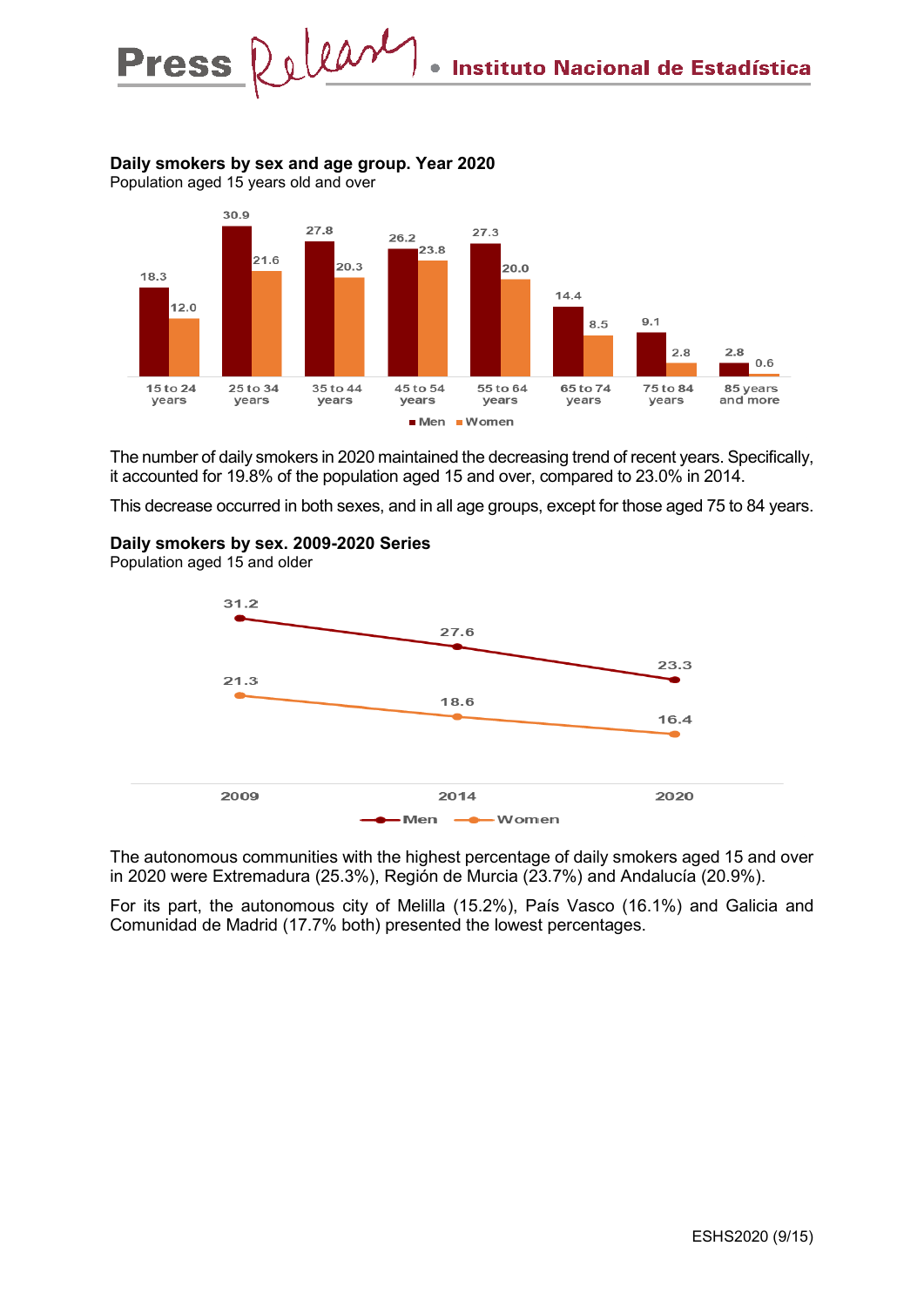**Daily smokers by sex and age group. Year 2020**

Population aged 15 years old and over

| Age group | Men | Women |
|---|---|---|
| 15 to 24 years | 18.3 | 12.0 |
| 25 to 34 years | 30.9 | 21.6 |
| 35 to 44 years | 27.8 | 20.3 |
| 45 to 54 years | 26.2 | 23.8 |
| 55 to 64 years | 27.3 | 20.0 |
| 65 to 74 years | 14.4 | 8.5 |
| 75 to 84 years | 9.1 | 2.8 |
| 85 years and more | 2.8 | 0.6 |

The number of daily smokers in 2020 maintained the decreasing trend of recent years. Specifically, it accounted for 19.8% of the population aged 15 and over, compared to 23.0% in 2014.

This decrease occurred in both sexes, and in all age groups, except for those aged 75 to 84 years.

**Daily smokers by sex. 2009-2020 Series**

Population aged 15 and older

| Year | Men | Women |
|---|---|---|
| 2009 | 31.2 | 21.3 |
| 2014 | 27.6 | 18.6 |
| 2020 | 23.3 | 16.4 |

The autonomous communities with the highest percentage of daily smokers aged 15 and over in 2020 were Extremadura (25.3%), Región de Murcia (23.7%) and Andalucía (20.9%).

For its part, the autonomous city of Melilla (15.2%), País Vasco (16.1%) and Galicia and Comunidad de Madrid (17.7% both) presented the lowest percentages.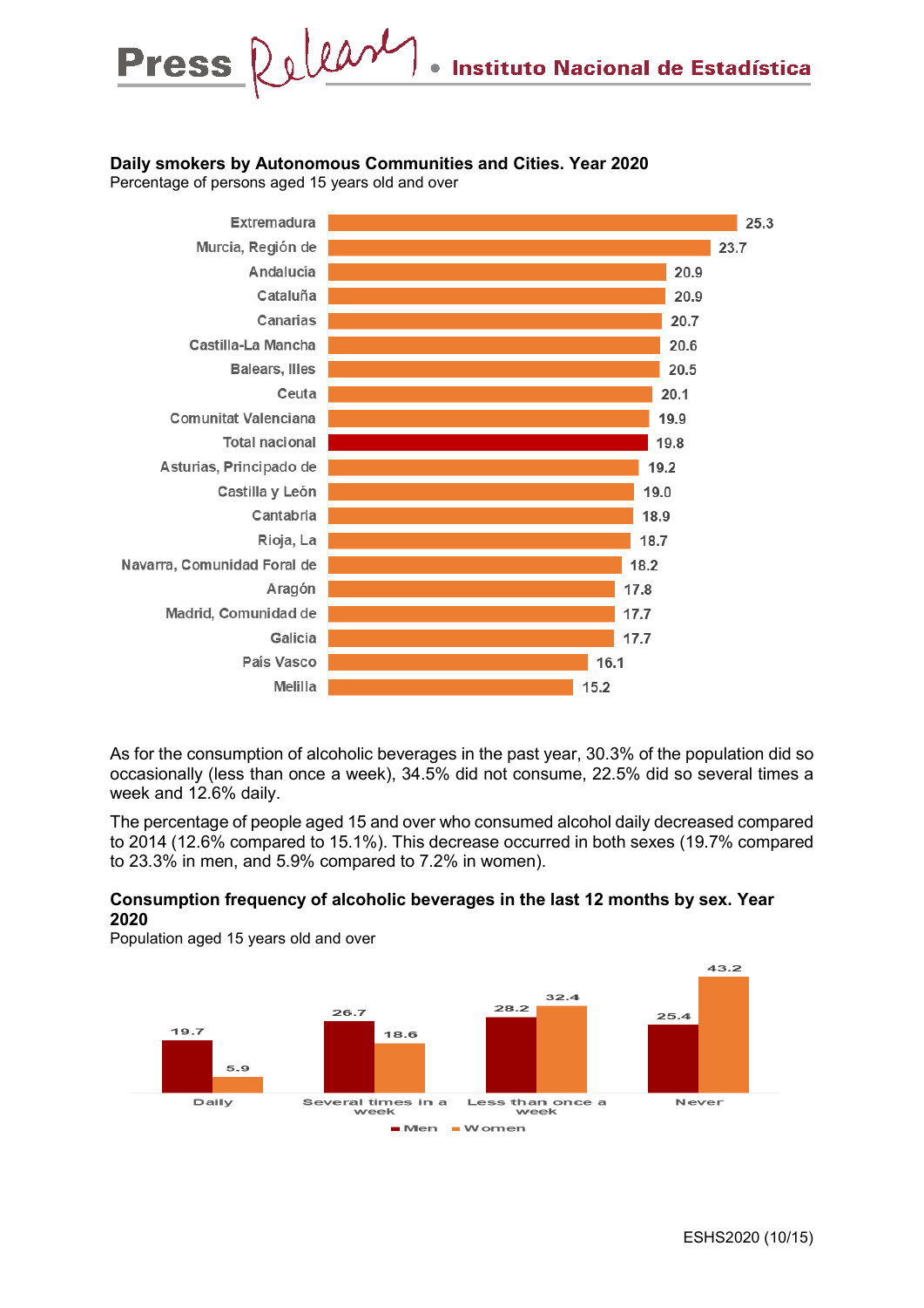**Daily smokers by Autonomous Communities and Cities. Year 2020**

Percentage of persons aged 15 years old and over

| Autonomous Community/City | % |
|---|---|
| Extremadura | 25.3 |
| Murcia, Región de | 23.7 |
| Andalucia | 20.9 |
| Cataluña | 20.9 |
| Canarias | 20.7 |
| Castilla-La Mancha | 20.6 |
| Balears, Illes | 20.5 |
| Ceuta | 20.1 |
| Comunitat Valenciana | 19.9 |
| Total nacional | 19.8 |
| Asturias, Principado de | 19.2 |
| Castilla y León | 19.0 |
| Cantabria | 18.9 |
| Rioja, La | 18.7 |
| Navarra, Comunidad Foral de | 18.2 |
| Aragón | 17.8 |
| Madrid, Comunidad de | 17.7 |
| Galicia | 17.7 |
| País Vasco | 16.1 |
| Melilla | 15.2 |

As for the consumption of alcoholic beverages in the past year, 30.3% of the population did so occasionally (less than once a week), 34.5% did not consume, 22.5% did so several times a week and 12.6% daily.

The percentage of people aged 15 and over who consumed alcohol daily decreased compared to 2014 (12.6% compared to 15.1%). This decrease occurred in both sexes (19.7% compared to 23.3% in men, and 5.9% compared to 7.2% in women).

**Consumption frequency of alcoholic beverages in the last 12 months by sex. Year 2020**

Population aged 15 years old and over

| | Men | Women |
|---|---|---|
| Daily | 19.7 | 5.9 |
| Several times in a week | 26.7 | 18.6 |
| Less than once a week | 28.2 | 32.4 |
| Never | 25.4 | 43.2 |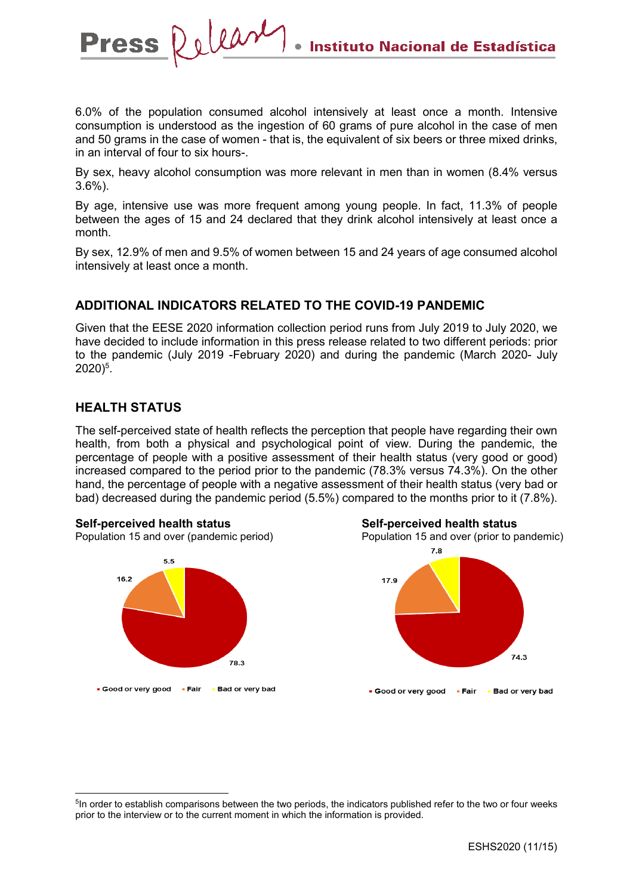6.0% of the population consumed alcohol intensively at least once a month. Intensive consumption is understood as the ingestion of 60 grams of pure alcohol in the case of men and 50 grams in the case of women - that is, the equivalent of six beers or three mixed drinks, in an interval of four to six hours-.

By sex, heavy alcohol consumption was more relevant in men than in women (8.4% versus 3.6%).

By age, intensive use was more frequent among young people. In fact, 11.3% of people between the ages of 15 and 24 declared that they drink alcohol intensively at least once a month.

By sex, 12.9% of men and 9.5% of women between 15 and 24 years of age consumed alcohol intensively at least once a month.

## ADDITIONAL INDICATORS RELATED TO THE COVID-19 PANDEMIC

Given that the EESE 2020 information collection period runs from July 2019 to July 2020, we have decided to include information in this press release related to two different periods: prior to the pandemic (July 2019 -February 2020) and during the pandemic (March 2020- July 2020)[5].

## HEALTH STATUS

The self-perceived state of health reflects the perception that people have regarding their own health, from both a physical and psychological point of view. During the pandemic, the percentage of people with a positive assessment of their health status (very good or good) increased compared to the period prior to the pandemic (78.3% versus 74.3%). On the other hand, the percentage of people with a negative assessment of their health status (very bad or bad) decreased during the pandemic period (5.5%) compared to the months prior to it (7.8%).

**Self-perceived health status**
Population 15 and over (pandemic period)

| Good or very good | Fair | Bad or very bad |
|---|---|---|
| 78.3 | 16.2 | 5.5 |

**Self-perceived health status**
Population 15 and over (prior to pandemic)

| Good or very good | Fair | Bad or very bad |
|---|---|---|
| 74.3 | 17.9 | 7.8 |

[5]In order to establish comparisons between the two periods, the indicators published refer to the two or four weeks prior to the interview or to the current moment in which the information is provided.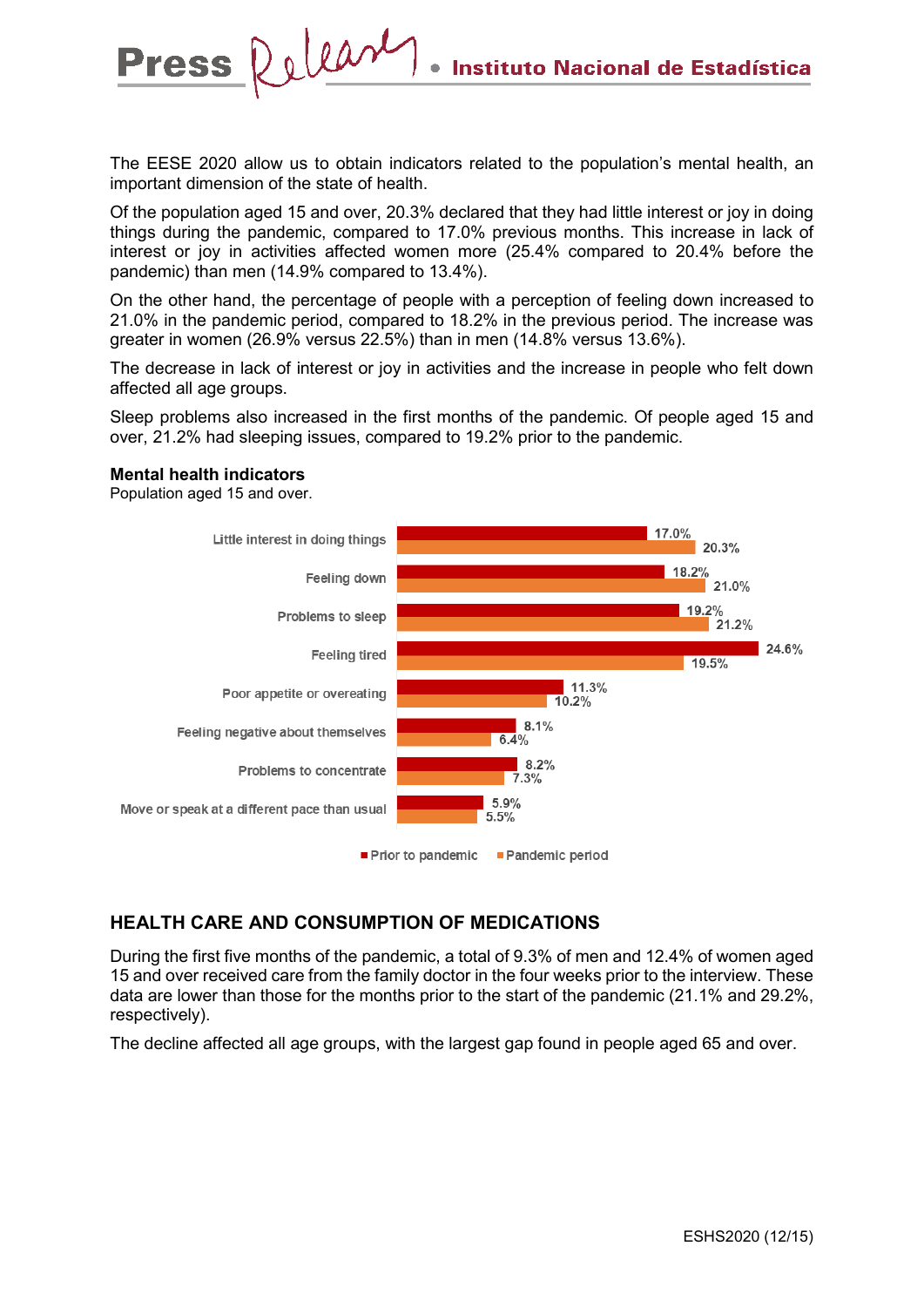The EESE 2020 allow us to obtain indicators related to the population's mental health, an important dimension of the state of health.

Of the population aged 15 and over, 20.3% declared that they had little interest or joy in doing things during the pandemic, compared to 17.0% previous months. This increase in lack of interest or joy in activities affected women more (25.4% compared to 20.4% before the pandemic) than men (14.9% compared to 13.4%).

On the other hand, the percentage of people with a perception of feeling down increased to 21.0% in the pandemic period, compared to 18.2% in the previous period. The increase was greater in women (26.9% versus 22.5%) than in men (14.8% versus 13.6%).

The decrease in lack of interest or joy in activities and the increase in people who felt down affected all age groups.

Sleep problems also increased in the first months of the pandemic. Of people aged 15 and over, 21.2% had sleeping issues, compared to 19.2% prior to the pandemic.

**Mental health indicators**

Population aged 15 and over.

| | Prior to pandemic | Pandemic period |
|---|---|---|
| Little interest in doing things | 17.0% | 20.3% |
| Feeling down | 18.2% | 21.0% |
| Problems to sleep | 19.2% | 21.2% |
| Feeling tired | 24.6% | 19.5% |
| Poor appetite or overeating | 11.3% | 10.2% |
| Feeling negative about themselves | 8.1% | 6.4% |
| Problems to concentrate | 8.2% | 7.3% |
| Move or speak at a different pace than usual | 5.9% | 5.5% |

## HEALTH CARE AND CONSUMPTION OF MEDICATIONS

During the first five months of the pandemic, a total of 9.3% of men and 12.4% of women aged 15 and over received care from the family doctor in the four weeks prior to the interview. These data are lower than those for the months prior to the start of the pandemic (21.1% and 29.2%, respectively).

The decline affected all age groups, with the largest gap found in people aged 65 and over.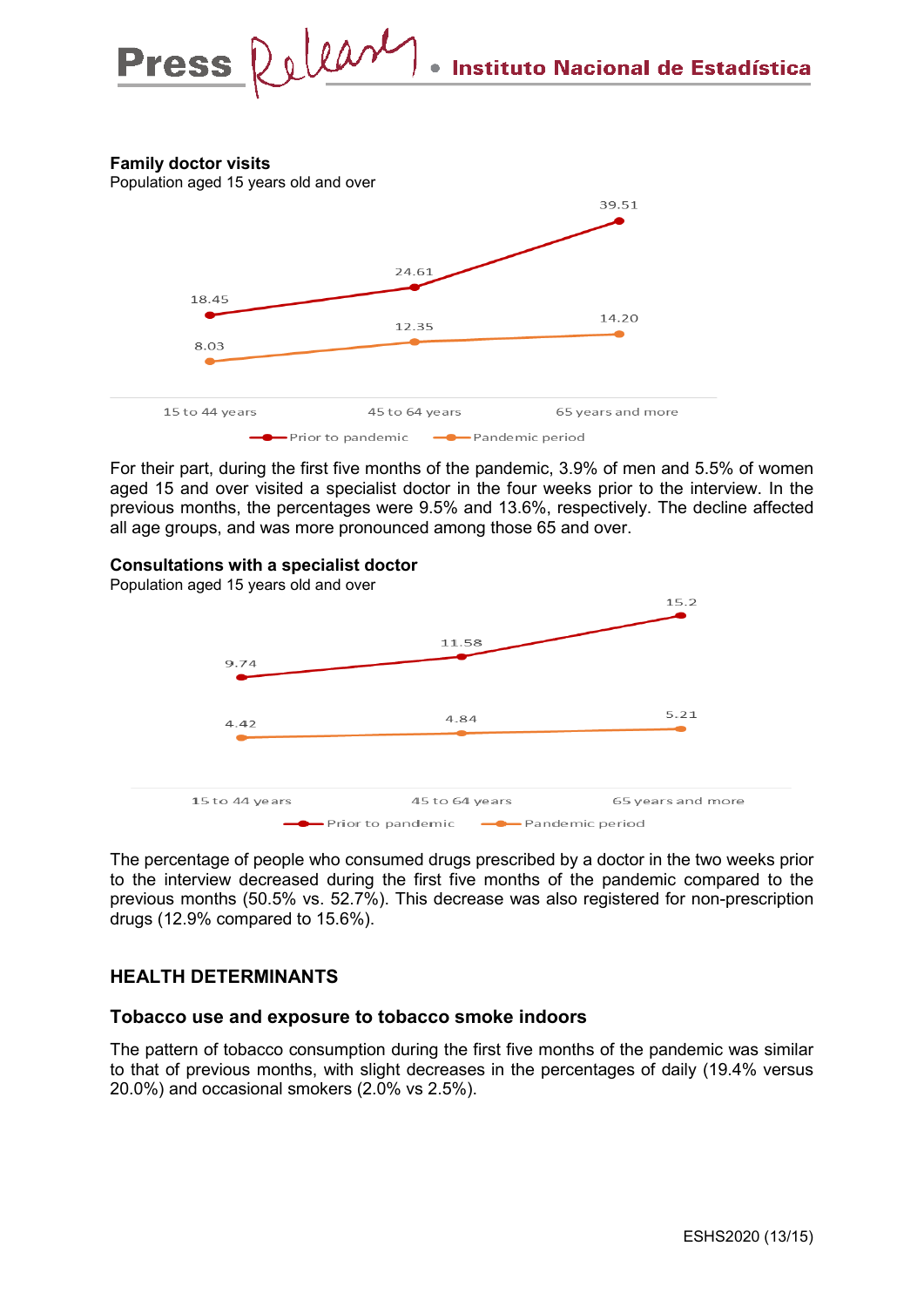**Family doctor visits**
Population aged 15 years old and over

| | 15 to 44 years | 45 to 64 years | 65 years and more |
|---|---|---|---|
| Prior to pandemic | 18.45 | 24.61 | 39.51 |
| Pandemic period | 8.03 | 12.35 | 14.20 |

For their part, during the first five months of the pandemic, 3.9% of men and 5.5% of women aged 15 and over visited a specialist doctor in the four weeks prior to the interview. In the previous months, the percentages were 9.5% and 13.6%, respectively. The decline affected all age groups, and was more pronounced among those 65 and over.

**Consultations with a specialist doctor**
Population aged 15 years old and over

| | 15 to 44 years | 45 to 64 years | 65 years and more |
|---|---|---|---|
| Prior to pandemic | 9.74 | 11.58 | 15.2 |
| Pandemic period | 4.42 | 4.84 | 5.21 |

The percentage of people who consumed drugs prescribed by a doctor in the two weeks prior to the interview decreased during the first five months of the pandemic compared to the previous months (50.5% vs. 52.7%). This decrease was also registered for non-prescription drugs (12.9% compared to 15.6%).

## HEALTH DETERMINANTS

### Tobacco use and exposure to tobacco smoke indoors

The pattern of tobacco consumption during the first five months of the pandemic was similar to that of previous months, with slight decreases in the percentages of daily (19.4% versus 20.0%) and occasional smokers (2.0% vs 2.5%).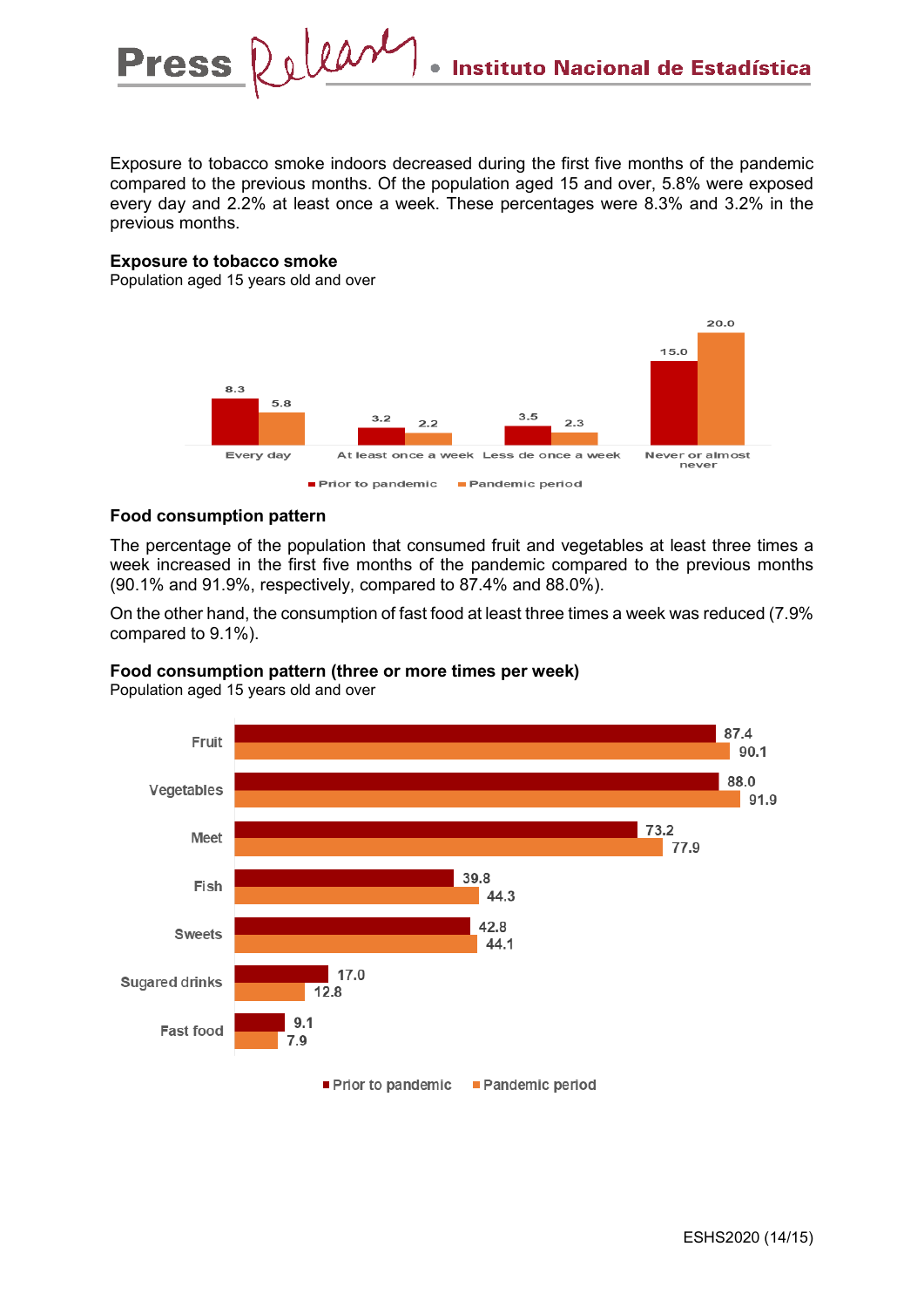Exposure to tobacco smoke indoors decreased during the first five months of the pandemic compared to the previous months. Of the population aged 15 and over, 5.8% were exposed every day and 2.2% at least once a week. These percentages were 8.3% and 3.2% in the previous months.

**Exposure to tobacco smoke**
Population aged 15 years old and over

| | Prior to pandemic | Pandemic period |
|---|---|---|
| Every day | 8.3 | 5.8 |
| At least once a week | 3.2 | 2.2 |
| Less de once a week | 3.5 | 2.3 |
| Never or almost never | 15.0 | 20.0 |

### Food consumption pattern

The percentage of the population that consumed fruit and vegetables at least three times a week increased in the first five months of the pandemic compared to the previous months (90.1% and 91.9%, respectively, compared to 87.4% and 88.0%).

On the other hand, the consumption of fast food at least three times a week was reduced (7.9% compared to 9.1%).

**Food consumption pattern (three or more times per week)**
Population aged 15 years old and over

| | Prior to pandemic | Pandemic period |
|---|---|---|
| Fruit | 87.4 | 90.1 |
| Vegetables | 88.0 | 91.9 |
| Meet | 73.2 | 77.9 |
| Fish | 39.8 | 44.3 |
| Sweets | 42.8 | 44.1 |
| Sugared drinks | 17.0 | 12.8 |
| Fast food | 9.1 | 7.9 |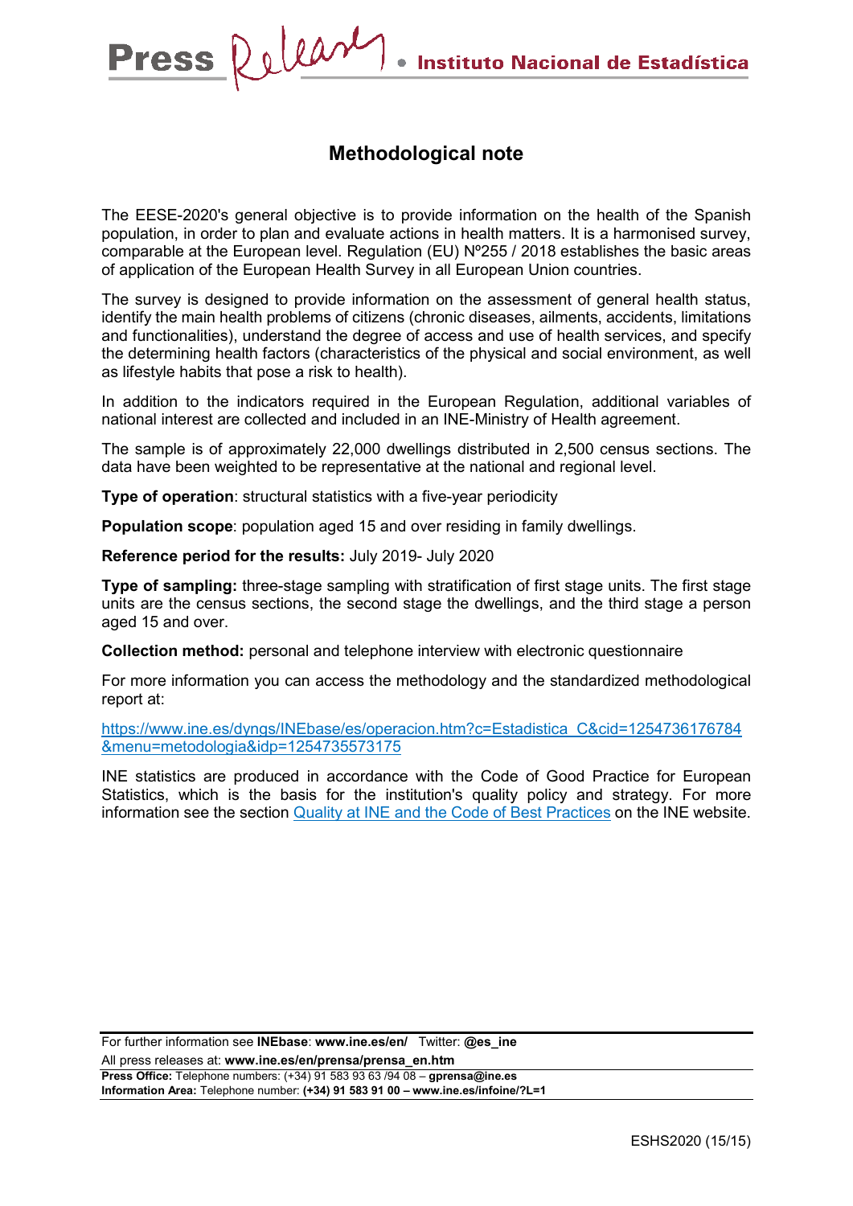# Methodological note

The EESE-2020's general objective is to provide information on the health of the Spanish population, in order to plan and evaluate actions in health matters. It is a harmonised survey, comparable at the European level. Regulation (EU) Nº255 / 2018 establishes the basic areas of application of the European Health Survey in all European Union countries.

The survey is designed to provide information on the assessment of general health status, identify the main health problems of citizens (chronic diseases, ailments, accidents, limitations and functionalities), understand the degree of access and use of health services, and specify the determining health factors (characteristics of the physical and social environment, as well as lifestyle habits that pose a risk to health).

In addition to the indicators required in the European Regulation, additional variables of national interest are collected and included in an INE-Ministry of Health agreement.

The sample is of approximately 22,000 dwellings distributed in 2,500 census sections. The data have been weighted to be representative at the national and regional level.

**Type of operation**: structural statistics with a five-year periodicity

**Population scope**: population aged 15 and over residing in family dwellings.

**Reference period for the results:** July 2019- July 2020

**Type of sampling:** three-stage sampling with stratification of first stage units. The first stage units are the census sections, the second stage the dwellings, and the third stage a person aged 15 and over.

**Collection method:** personal and telephone interview with electronic questionnaire

For more information you can access the methodology and the standardized methodological report at:

https://www.ine.es/dyngs/INEbase/es/operacion.htm?c=Estadistica_C&cid=1254736176784&menu=metodologia&idp=1254735573175

INE statistics are produced in accordance with the Code of Good Practice for European Statistics, which is the basis for the institution's quality policy and strategy. For more information see the section Quality at INE and the Code of Best Practices on the INE website.

For further information see **INEbase**: **www.ine.es/en/** Twitter: **@es_ine**
All press releases at: **www.ine.es/en/prensa/prensa_en.htm**
**Press Office:** Telephone numbers: (+34) 91 583 93 63 /94 08 – **gprensa@ine.es**
**Information Area:** Telephone number: **(+34) 91 583 91 00 – www.ine.es/infoine/?L=1**